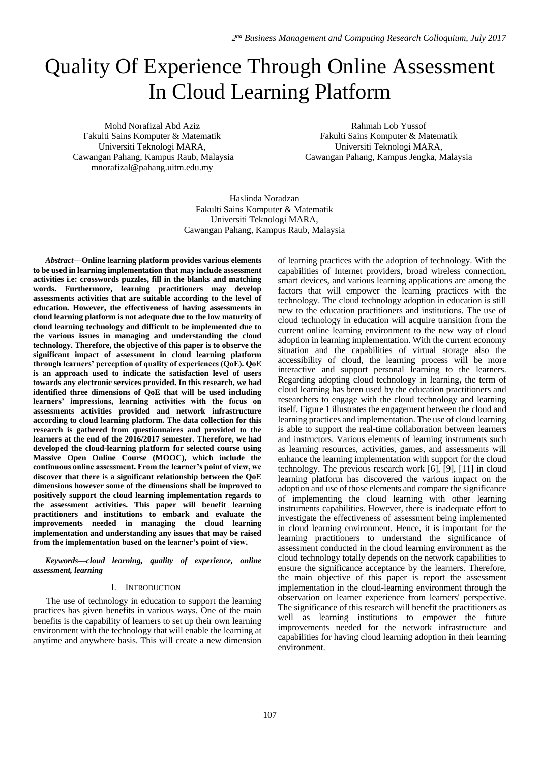# Quality Of Experience Through Online Assessment In Cloud Learning Platform

Mohd Norafizal Abd Aziz
Fakulti Sains Komputer & Matematik
Universiti Teknologi MARA,
Cawangan Pahang, Kampus Raub, Malaysia
mnorafizal@pahang.uitm.edu.my

Rahmah Lob Yussof
Fakulti Sains Komputer & Matematik
Universiti Teknologi MARA,
Cawangan Pahang, Kampus Jengka, Malaysia

Haslinda Noradzan
Fakulti Sains Komputer & Matematik
Universiti Teknologi MARA,
Cawangan Pahang, Kampus Raub, Malaysia

***Abstract*—Online learning platform provides various elements to be used in learning implementation that may include assessment activities i.e: crosswords puzzles, fill in the blanks and matching words. Furthermore, learning practitioners may develop assessments activities that are suitable according to the level of education. However, the effectiveness of having assessments in cloud learning platform is not adequate due to the low maturity of cloud learning technology and difficult to be implemented due to the various issues in managing and understanding the cloud technology. Therefore, the objective of this paper is to observe the significant impact of assessment in cloud learning platform through learners' perception of quality of experiences (QoE). QoE is an approach used to indicate the satisfaction level of users towards any electronic services provided. In this research, we had identified three dimensions of QoE that will be used including learners' impressions, learning activities with the focus on assessments activities provided and network infrastructure according to cloud learning platform. The data collection for this research is gathered from questionnaires and provided to the learners at the end of the 2016/2017 semester. Therefore, we had developed the cloud-learning platform for selected course using Massive Open Online Course (MOOC), which include the continuous online assessment. From the learner's point of view, we discover that there is a significant relationship between the QoE dimensions however some of the dimensions shall be improved to positively support the cloud learning implementation regards to the assessment activities. This paper will benefit learning practitioners and institutions to embark and evaluate the improvements needed in managing the cloud learning implementation and understanding any issues that may be raised from the implementation based on the learner's point of view.**

***Keywords*—*cloud learning, quality of experience, online assessment, learning***

## I. Introduction

The use of technology in education to support the learning practices has given benefits in various ways. One of the main benefits is the capability of learners to set up their own learning environment with the technology that will enable the learning at anytime and anywhere basis. This will create a new dimension of learning practices with the adoption of technology. With the capabilities of Internet providers, broad wireless connection, smart devices, and various learning applications are among the factors that will empower the learning practices with the technology. The cloud technology adoption in education is still new to the education practitioners and institutions. The use of cloud technology in education will acquire transition from the current online learning environment to the new way of cloud adoption in learning implementation. With the current economy situation and the capabilities of virtual storage also the accessibility of cloud, the learning process will be more interactive and support personal learning to the learners. Regarding adopting cloud technology in learning, the term of cloud learning has been used by the education practitioners and researchers to engage with the cloud technology and learning itself. Figure 1 illustrates the engagement between the cloud and learning practices and implementation. The use of cloud learning is able to support the real-time collaboration between learners and instructors. Various elements of learning instruments such as learning resources, activities, games, and assessments will enhance the learning implementation with support for the cloud technology. The previous research work [6], [9], [11] in cloud learning platform has discovered the various impact on the adoption and use of those elements and compare the significance of implementing the cloud learning with other learning instruments capabilities. However, there is inadequate effort to investigate the effectiveness of assessment being implemented in cloud learning environment. Hence, it is important for the learning practitioners to understand the significance of assessment conducted in the cloud learning environment as the cloud technology totally depends on the network capabilities to ensure the significance acceptance by the learners. Therefore, the main objective of this paper is report the assessment implementation in the cloud-learning environment through the observation on learner experience from learners' perspective. The significance of this research will benefit the practitioners as well as learning institutions to empower the future improvements needed for the network infrastructure and capabilities for having cloud learning adoption in their learning environment.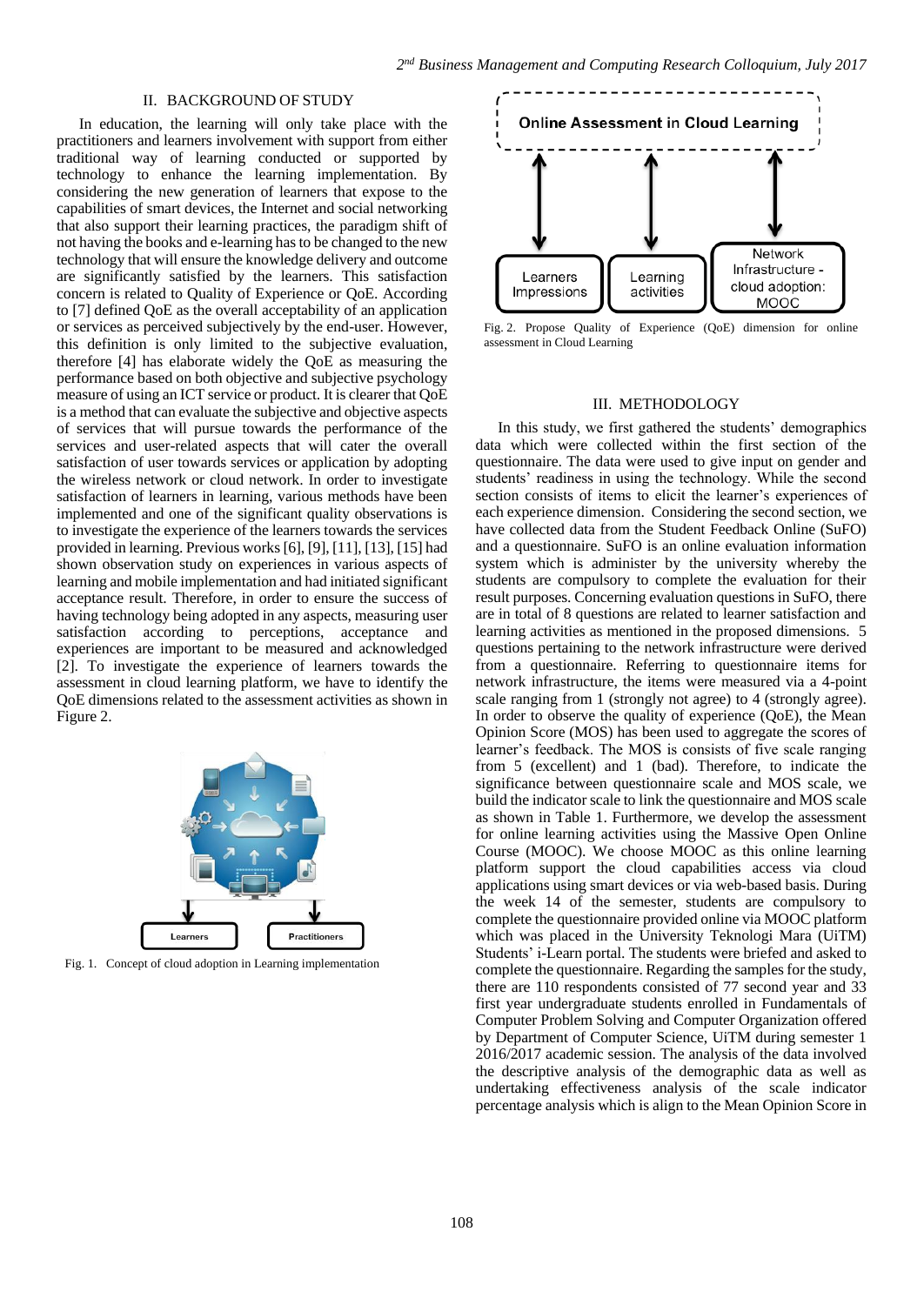## II. BACKGROUND OF STUDY

In education, the learning will only take place with the practitioners and learners involvement with support from either traditional way of learning conducted or supported by technology to enhance the learning implementation. By considering the new generation of learners that expose to the capabilities of smart devices, the Internet and social networking that also support their learning practices, the paradigm shift of not having the books and e-learning has to be changed to the new technology that will ensure the knowledge delivery and outcome are significantly satisfied by the learners. This satisfaction concern is related to Quality of Experience or QoE. According to [7] defined QoE as the overall acceptability of an application or services as perceived subjectively by the end-user. However, this definition is only limited to the subjective evaluation, therefore [4] has elaborate widely the QoE as measuring the performance based on both objective and subjective psychology measure of using an ICT service or product. It is clearer that QoE is a method that can evaluate the subjective and objective aspects of services that will pursue towards the performance of the services and user-related aspects that will cater the overall satisfaction of user towards services or application by adopting the wireless network or cloud network. In order to investigate satisfaction of learners in learning, various methods have been implemented and one of the significant quality observations is to investigate the experience of the learners towards the services provided in learning. Previous works [6], [9], [11], [13], [15] had shown observation study on experiences in various aspects of learning and mobile implementation and had initiated significant acceptance result. Therefore, in order to ensure the success of having technology being adopted in any aspects, measuring user satisfaction according to perceptions, acceptance and experiences are important to be measured and acknowledged [2]. To investigate the experience of learners towards the assessment in cloud learning platform, we have to identify the QoE dimensions related to the assessment activities as shown in Figure 2.

Fig. 1. Concept of cloud adoption in Learning implementation

Fig. 2. Propose Quality of Experience (QoE) dimension for online assessment in Cloud Learning

## III. METHODOLOGY

In this study, we first gathered the students' demographics data which were collected within the first section of the questionnaire. The data were used to give input on gender and students' readiness in using the technology. While the second section consists of items to elicit the learner's experiences of each experience dimension. Considering the second section, we have collected data from the Student Feedback Online (SuFO) and a questionnaire. SuFO is an online evaluation information system which is administer by the university whereby the students are compulsory to complete the evaluation for their result purposes. Concerning evaluation questions in SuFO, there are in total of 8 questions are related to learner satisfaction and learning activities as mentioned in the proposed dimensions. 5 questions pertaining to the network infrastructure were derived from a questionnaire. Referring to questionnaire items for network infrastructure, the items were measured via a 4-point scale ranging from 1 (strongly not agree) to 4 (strongly agree). In order to observe the quality of experience (QoE), the Mean Opinion Score (MOS) has been used to aggregate the scores of learner's feedback. The MOS is consists of five scale ranging from 5 (excellent) and 1 (bad). Therefore, to indicate the significance between questionnaire scale and MOS scale, we build the indicator scale to link the questionnaire and MOS scale as shown in Table 1. Furthermore, we develop the assessment for online learning activities using the Massive Open Online Course (MOOC). We choose MOOC as this online learning platform support the cloud capabilities access via cloud applications using smart devices or via web-based basis. During the week 14 of the semester, students are compulsory to complete the questionnaire provided online via MOOC platform which was placed in the University Teknologi Mara (UiTM) Students' i-Learn portal. The students were briefed and asked to complete the questionnaire. Regarding the samples for the study, there are 110 respondents consisted of 77 second year and 33 first year undergraduate students enrolled in Fundamentals of Computer Problem Solving and Computer Organization offered by Department of Computer Science, UiTM during semester 1 2016/2017 academic session. The analysis of the data involved the descriptive analysis of the demographic data as well as undertaking effectiveness analysis of the scale indicator percentage analysis which is align to the Mean Opinion Score in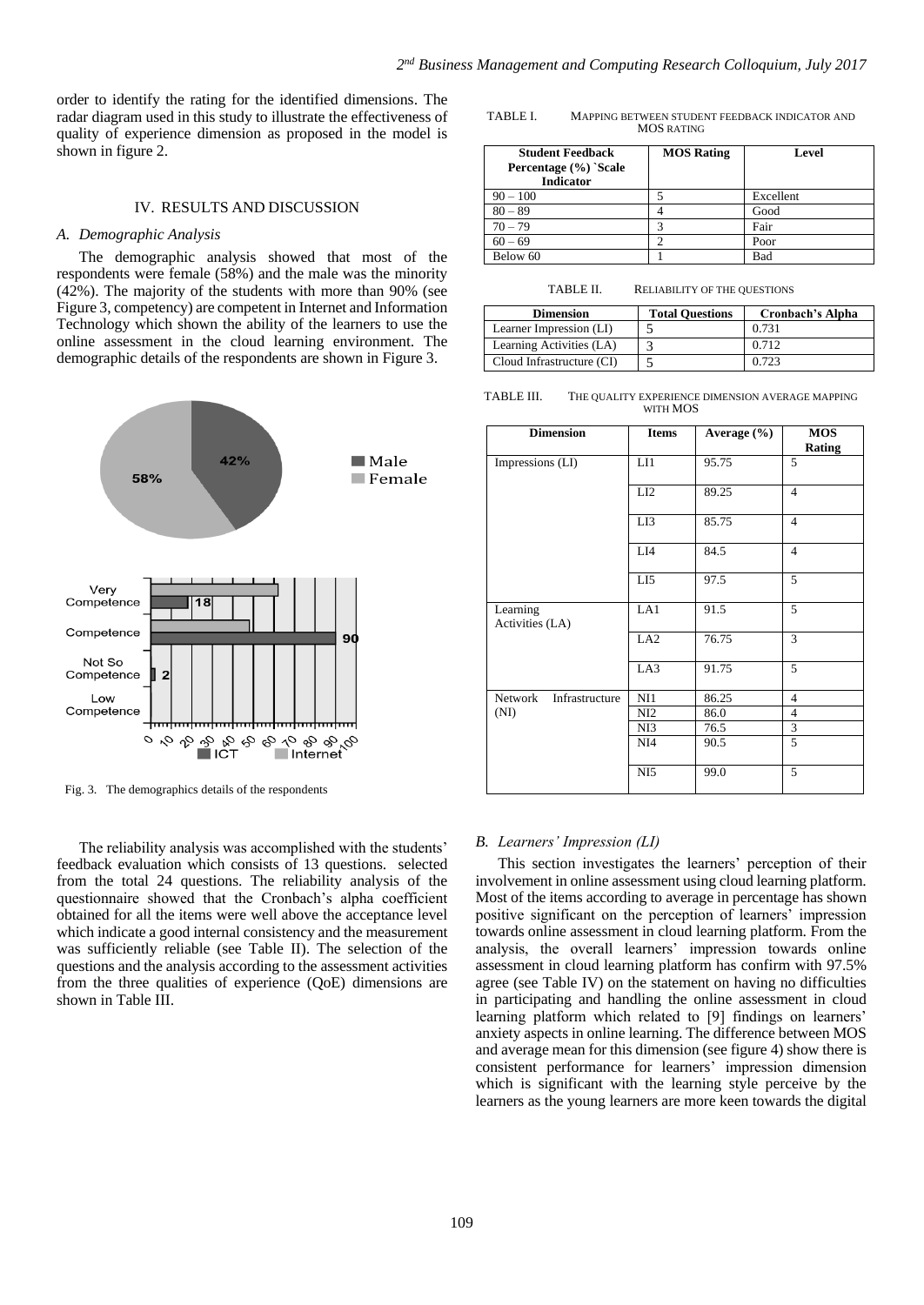order to identify the rating for the identified dimensions. The radar diagram used in this study to illustrate the effectiveness of quality of experience dimension as proposed in the model is shown in figure 2.

## IV. RESULTS AND DISCUSSION

### *A. Demographic Analysis*

The demographic analysis showed that most of the respondents were female (58%) and the male was the minority (42%). The majority of the students with more than 90% (see Figure 3, competency) are competent in Internet and Information Technology which shown the ability of the learners to use the online assessment in the cloud learning environment. The demographic details of the respondents are shown in Figure 3.

Fig. 3. The demographics details of the respondents

The reliability analysis was accomplished with the students' feedback evaluation which consists of 13 questions. selected from the total 24 questions. The reliability analysis of the questionnaire showed that the Cronbach's alpha coefficient obtained for all the items were well above the acceptance level which indicate a good internal consistency and the measurement was sufficiently reliable (see Table II). The selection of the questions and the analysis according to the assessment activities from the three qualities of experience (QoE) dimensions are shown in Table III.

TABLE I. MAPPING BETWEEN STUDENT FEEDBACK INDICATOR AND MOS RATING

| Student Feedback Percentage (%) `Scale Indicator | MOS Rating | Level |
|---|---|---|
| 90 – 100 | 5 | Excellent |
| 80 – 89 | 4 | Good |
| 70 – 79 | 3 | Fair |
| 60 – 69 | 2 | Poor |
| Below 60 | 1 | Bad |

TABLE II. RELIABILITY OF THE QUESTIONS

| Dimension | Total Questions | Cronbach's Alpha |
|---|---|---|
| Learner Impression (LI) | 5 | 0.731 |
| Learning Activities (LA) | 3 | 0.712 |
| Cloud Infrastructure (CI) | 5 | 0.723 |

TABLE III. THE QUALITY EXPERIENCE DIMENSION AVERAGE MAPPING WITH MOS

| Dimension | Items | Average (%) | MOS Rating |
|---|---|---|---|
| Impressions (LI) | LI1 | 95.75 | 5 |
| | LI2 | 89.25 | 4 |
| | LI3 | 85.75 | 4 |
| | LI4 | 84.5 | 4 |
| | LI5 | 97.5 | 5 |
| Learning Activities (LA) | LA1 | 91.5 | 5 |
| | LA2 | 76.75 | 3 |
| | LA3 | 91.75 | 5 |
| Network Infrastructure (NI) | NI1 | 86.25 | 4 |
| | NI2 | 86.0 | 4 |
| | NI3 | 76.5 | 3 |
| | NI4 | 90.5 | 5 |
| | NI5 | 99.0 | 5 |

### *B. Learners' Impression (LI)*

This section investigates the learners' perception of their involvement in online assessment using cloud learning platform. Most of the items according to average in percentage has shown positive significant on the perception of learners' impression towards online assessment in cloud learning platform. From the analysis, the overall learners' impression towards online assessment in cloud learning platform has confirm with 97.5% agree (see Table IV) on the statement on having no difficulties in participating and handling the online assessment in cloud learning platform which related to [9] findings on learners' anxiety aspects in online learning. The difference between MOS and average mean for this dimension (see figure 4) show there is consistent performance for learners' impression dimension which is significant with the learning style perceive by the learners as the young learners are more keen towards the digital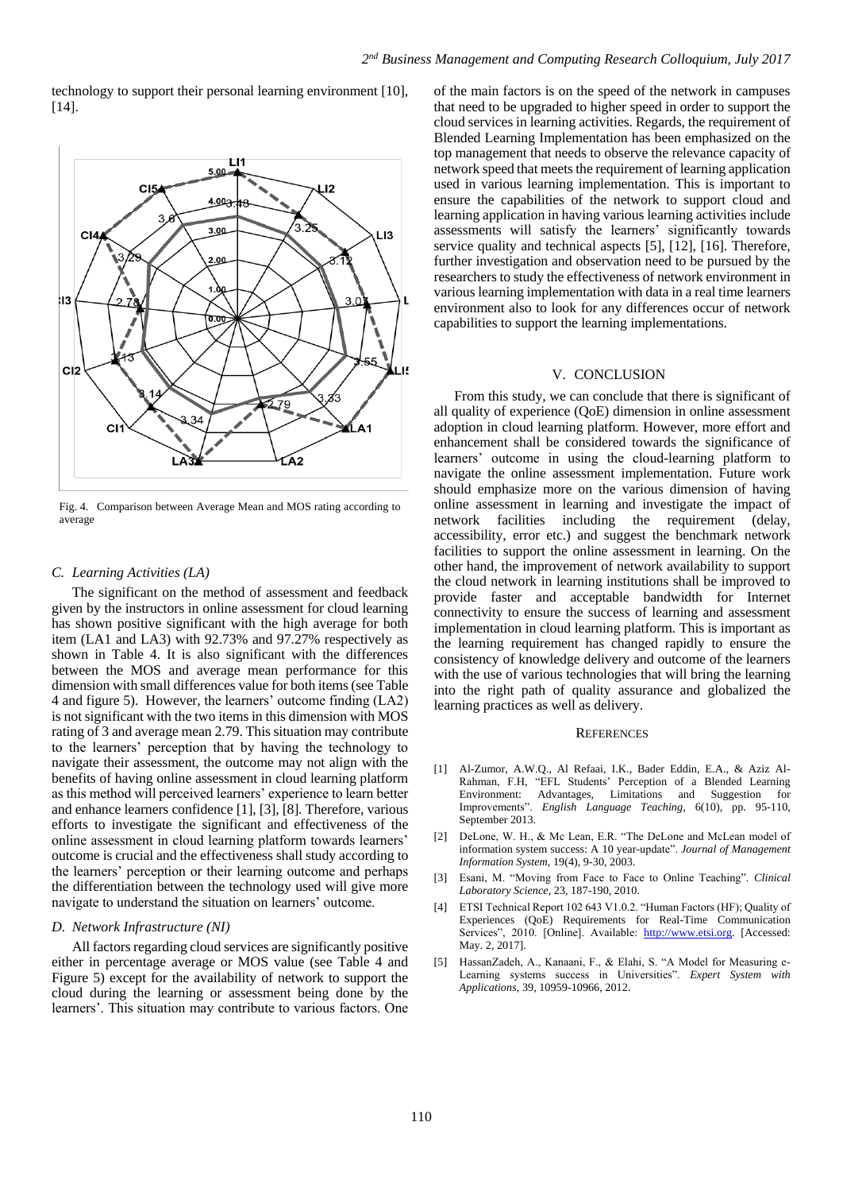technology to support their personal learning environment [10], [14].

Fig. 4. Comparison between Average Mean and MOS rating according to average

### C. Learning Activities (LA)

The significant on the method of assessment and feedback given by the instructors in online assessment for cloud learning has shown positive significant with the high average for both item (LA1 and LA3) with 92.73% and 97.27% respectively as shown in Table 4. It is also significant with the differences between the MOS and average mean performance for this dimension with small differences value for both items (see Table 4 and figure 5). However, the learners' outcome finding (LA2) is not significant with the two items in this dimension with MOS rating of 3 and average mean 2.79. This situation may contribute to the learners' perception that by having the technology to navigate their assessment, the outcome may not align with the benefits of having online assessment in cloud learning platform as this method will perceived learners' experience to learn better and enhance learners confidence [1], [3], [8]. Therefore, various efforts to investigate the significant and effectiveness of the online assessment in cloud learning platform towards learners' outcome is crucial and the effectiveness shall study according to the learners' perception or their learning outcome and perhaps the differentiation between the technology used will give more navigate to understand the situation on learners' outcome.

### D. Network Infrastructure (NI)

All factors regarding cloud services are significantly positive either in percentage average or MOS value (see Table 4 and Figure 5) except for the availability of network to support the cloud during the learning or assessment being done by the learners'. This situation may contribute to various factors. One of the main factors is on the speed of the network in campuses that need to be upgraded to higher speed in order to support the cloud services in learning activities. Regards, the requirement of Blended Learning Implementation has been emphasized on the top management that needs to observe the relevance capacity of network speed that meets the requirement of learning application used in various learning implementation. This is important to ensure the capabilities of the network to support cloud and learning application in having various learning activities include assessments will satisfy the learners' significantly towards service quality and technical aspects [5], [12], [16]. Therefore, further investigation and observation need to be pursued by the researchers to study the effectiveness of network environment in various learning implementation with data in a real time learners environment also to look for any differences occur of network capabilities to support the learning implementations.

## V. CONCLUSION

From this study, we can conclude that there is significant of all quality of experience (QoE) dimension in online assessment adoption in cloud learning platform. However, more effort and enhancement shall be considered towards the significance of learners' outcome in using the cloud-learning platform to navigate the online assessment implementation. Future work should emphasize more on the various dimension of having online assessment in learning and investigate the impact of network facilities including the requirement (delay, accessibility, error etc.) and suggest the benchmark network facilities to support the online assessment in learning. On the other hand, the improvement of network availability to support the cloud network in learning institutions shall be improved to provide faster and acceptable bandwidth for Internet connectivity to ensure the success of learning and assessment implementation in cloud learning platform. This is important as the learning requirement has changed rapidly to ensure the consistency of knowledge delivery and outcome of the learners with the use of various technologies that will bring the learning into the right path of quality assurance and globalized the learning practices as well as delivery.

## REFERENCES

[1] Al-Zumor, A.W.Q., Al Refaai, I.K., Bader Eddin, E.A., & Aziz Al-Rahman, F.H, "EFL Students' Perception of a Blended Learning Environment: Advantages, Limitations and Suggestion for Improvements". *English Language Teaching*, 6(10), pp. 95-110, September 2013.

[2] DeLone, W. H., & Mc Lean, E.R. "The DeLone and McLean model of information system success: A 10 year-update". *Journal of Management Information System,* 19(4), 9-30, 2003.

[3] Esani, M. "Moving from Face to Face to Online Teaching". *Clinical Laboratory Science*, 23, 187-190, 2010.

[4] ETSI Technical Report 102 643 V1.0.2. "Human Factors (HF); Quality of Experiences (QoE) Requirements for Real-Time Communication Services", 2010. [Online]. Available: http://www.etsi.org. [Accessed: May. 2, 2017].

[5] HassanZadeh, A., Kanaani, F., & Elahi, S. "A Model for Measuring e-Learning systems success in Universities". *Expert System with Applications*, 39, 10959-10966, 2012.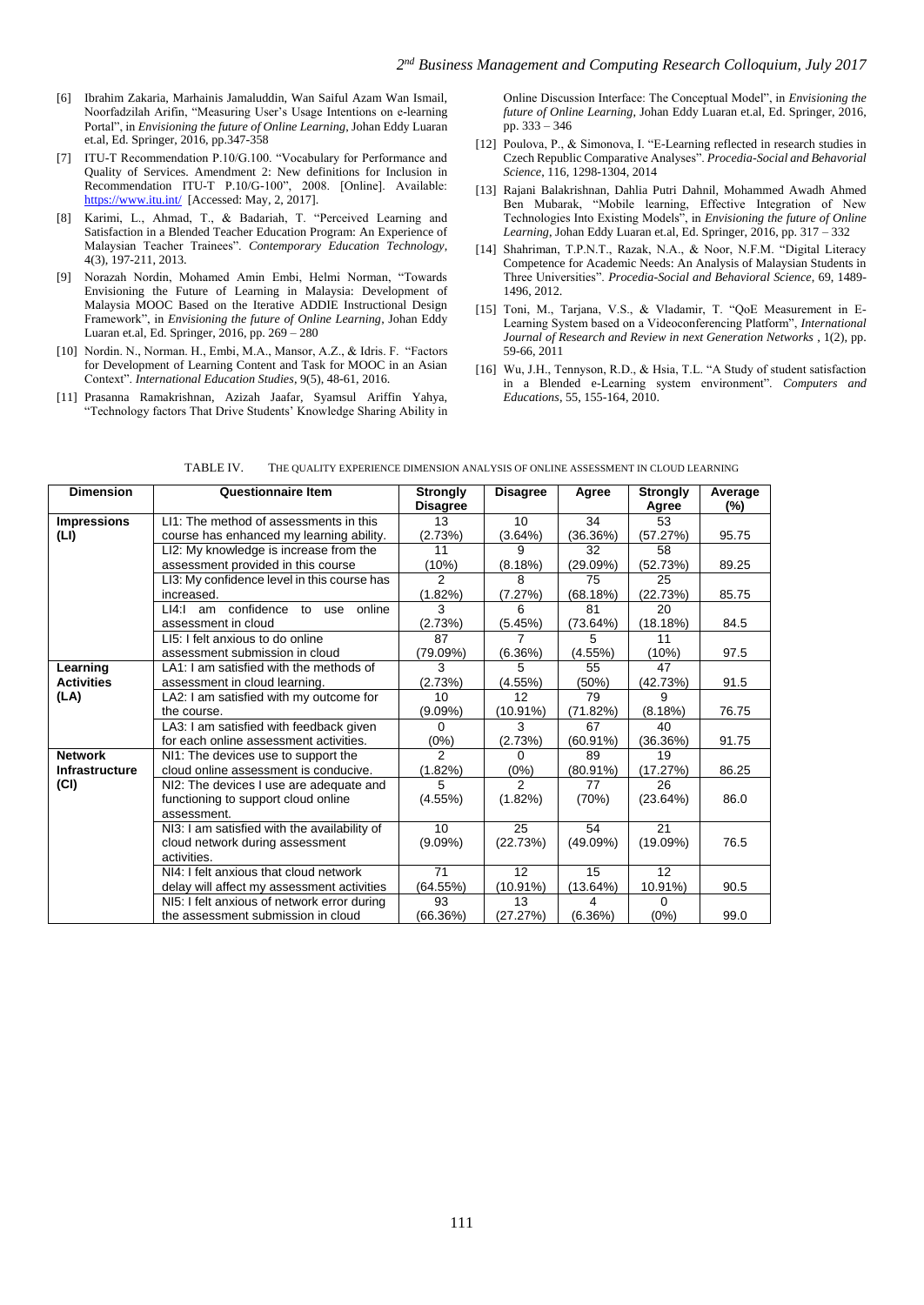[6] Ibrahim Zakaria, Marhainis Jamaluddin, Wan Saiful Azam Wan Ismail, Noorfadzilah Arifin, "Measuring User's Usage Intentions on e-learning Portal", in *Envisioning the future of Online Learning*, Johan Eddy Luaran et.al, Ed. Springer, 2016, pp.347-358

[7] ITU-T Recommendation P.10/G.100. "Vocabulary for Performance and Quality of Services. Amendment 2: New definitions for Inclusion in Recommendation ITU-T P.10/G-100", 2008. [Online]. Available: https://www.itu.int/ [Accessed: May, 2, 2017].

[8] Karimi, L., Ahmad, T., & Badariah, T. "Perceived Learning and Satisfaction in a Blended Teacher Education Program: An Experience of Malaysian Teacher Trainees". *Contemporary Education Technology*, 4(3), 197-211, 2013.

[9] Norazah Nordin, Mohamed Amin Embi, Helmi Norman, "Towards Envisioning the Future of Learning in Malaysia: Development of Malaysia MOOC Based on the Iterative ADDIE Instructional Design Framework", in *Envisioning the future of Online Learning*, Johan Eddy Luaran et.al, Ed. Springer, 2016, pp. 269 – 280

[10] Nordin. N., Norman. H., Embi, M.A., Mansor, A.Z., & Idris. F. "Factors for Development of Learning Content and Task for MOOC in an Asian Context". *International Education Studies*, 9(5), 48-61, 2016.

[11] Prasanna Ramakrishnan, Azizah Jaafar, Syamsul Ariffin Yahya, "Technology factors That Drive Students' Knowledge Sharing Ability in Online Discussion Interface: The Conceptual Model", in *Envisioning the future of Online Learning*, Johan Eddy Luaran et.al, Ed. Springer, 2016, pp. 333 – 346

[12] Poulova, P., & Simonova, I. "E-Learning reflected in research studies in Czech Republic Comparative Analyses". *Procedia-Social and Behavorial Science*, 116, 1298-1304, 2014

[13] Rajani Balakrishnan, Dahlia Putri Dahnil, Mohammed Awadh Ahmed Ben Mubarak, "Mobile learning, Effective Integration of New Technologies Into Existing Models", in *Envisioning the future of Online Learning*, Johan Eddy Luaran et.al, Ed. Springer, 2016, pp. 317 – 332

[14] Shahriman, T.P.N.T., Razak, N.A., & Noor, N.F.M. "Digital Literacy Competence for Academic Needs: An Analysis of Malaysian Students in Three Universities". *Procedia-Social and Behavioral Science*, 69, 1489-1496, 2012.

[15] Toni, M., Tarjana, V.S., & Vladamir, T. "QoE Measurement in E-Learning System based on a Videoconferencing Platform", *International Journal of Research and Review in next Generation Networks* , 1(2), pp. 59-66, 2011

[16] Wu, J.H., Tennyson, R.D., & Hsia, T.L. "A Study of student satisfaction in a Blended e-Learning system environment". *Computers and Educations*, 55, 155-164, 2010.

TABLE IV. THE QUALITY EXPERIENCE DIMENSION ANALYSIS OF ONLINE ASSESSMENT IN CLOUD LEARNING

| Dimension | Questionnaire Item | Strongly Disagree | Disagree | Agree | Strongly Agree | Average (%) |
|---|---|---|---|---|---|---|
| **Impressions (LI)** | LI1: The method of assessments in this course has enhanced my learning ability. | 13 (2.73%) | 10 (3.64%) | 34 (36.36%) | 53 (57.27%) | 95.75 |
| | LI2: My knowledge is increase from the assessment provided in this course | 11 (10%) | 9 (8.18%) | 32 (29.09%) | 58 (52.73%) | 89.25 |
| | LI3: My confidence level in this course has increased. | 2 (1.82%) | 8 (7.27%) | 75 (68.18%) | 25 (22.73%) | 85.75 |
| | LI4:I am confidence to use online assessment in cloud | 3 (2.73%) | 6 (5.45%) | 81 (73.64%) | 20 (18.18%) | 84.5 |
| | LI5: I felt anxious to do online assessment submission in cloud | 87 (79.09%) | 7 (6.36%) | 5 (4.55%) | 11 (10%) | 97.5 |
| **Learning Activities (LA)** | LA1: I am satisfied with the methods of assessment in cloud learning. | 3 (2.73%) | 5 (4.55%) | 55 (50%) | 47 (42.73%) | 91.5 |
| | LA2: I am satisfied with my outcome for the course. | 10 (9.09%) | 12 (10.91%) | 79 (71.82%) | 9 (8.18%) | 76.75 |
| | LA3: I am satisfied with feedback given for each online assessment activities. | 0 (0%) | 3 (2.73%) | 67 (60.91%) | 40 (36.36%) | 91.75 |
| **Network Infrastructure (CI)** | NI1: The devices use to support the cloud online assessment is conducive. | 2 (1.82%) | 0 (0%) | 89 (80.91%) | 19 (17.27%) | 86.25 |
| | NI2: The devices I use are adequate and functioning to support cloud online assessment. | 5 (4.55%) | 2 (1.82%) | 77 (70%) | 26 (23.64%) | 86.0 |
| | NI3: I am satisfied with the availability of cloud network during assessment activities. | 10 (9.09%) | 25 (22.73%) | 54 (49.09%) | 21 (19.09%) | 76.5 |
| | NI4: I felt anxious that cloud network delay will affect my assessment activities | 71 (64.55%) | 12 (10.91%) | 15 (13.64%) | 12 10.91%) | 90.5 |
| | NI5: I felt anxious of network error during the assessment submission in cloud | 93 (66.36%) | 13 (27.27%) | 4 (6.36%) | 0 (0%) | 99.0 |